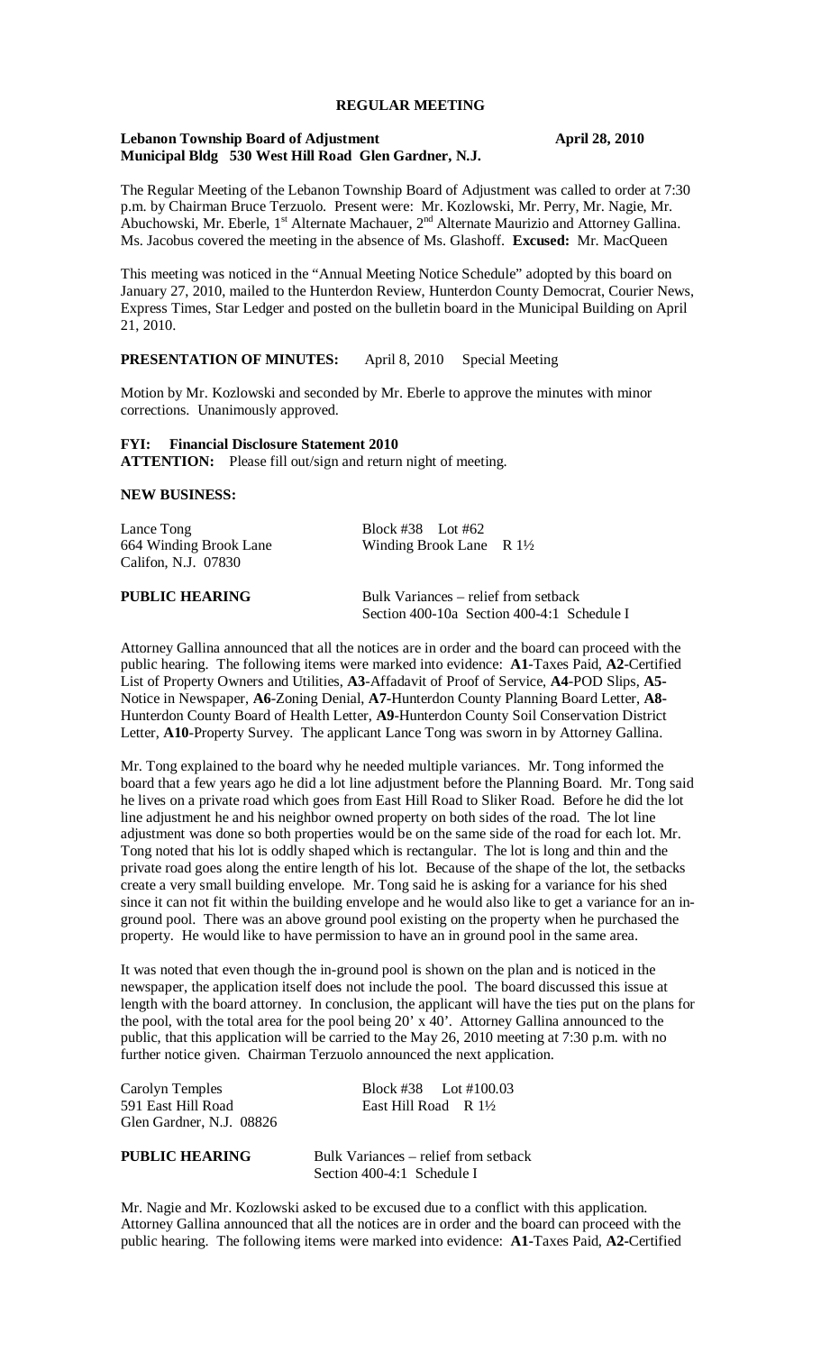# REGULAR MEETING

**Lebanon Township Board of Adjustment** **April 28, 2010**
**Municipal Bldg 530 West Hill Road Glen Gardner, N.J.**

The Regular Meeting of the Lebanon Township Board of Adjustment was called to order at 7:30 p.m. by Chairman Bruce Terzuolo. Present were: Mr. Kozlowski, Mr. Perry, Mr. Nagie, Mr. Abuchowski, Mr. Eberle, 1st Alternate Machauer, 2nd Alternate Maurizio and Attorney Gallina. Ms. Jacobus covered the meeting in the absence of Ms. Glashoff. **Excused:** Mr. MacQueen

This meeting was noticed in the "Annual Meeting Notice Schedule" adopted by this board on January 27, 2010, mailed to the Hunterdon Review, Hunterdon County Democrat, Courier News, Express Times, Star Ledger and posted on the bulletin board in the Municipal Building on April 21, 2010.

**PRESENTATION OF MINUTES:** April 8, 2010 Special Meeting

Motion by Mr. Kozlowski and seconded by Mr. Eberle to approve the minutes with minor corrections. Unanimously approved.

**FYI: Financial Disclosure Statement 2010**
**ATTENTION:** Please fill out/sign and return night of meeting.

**NEW BUSINESS:**

Lance Tong
664 Winding Brook Lane
Califon, N.J. 07830

Block #38 Lot #62
Winding Brook Lane R 1½

**PUBLIC HEARING** Bulk Variances – relief from setback
Section 400-10a Section 400-4:1 Schedule I

Attorney Gallina announced that all the notices are in order and the board can proceed with the public hearing. The following items were marked into evidence: **A1**-Taxes Paid, **A2**-Certified List of Property Owners and Utilities, **A3**-Affadavit of Proof of Service, **A4**-POD Slips, **A5**-Notice in Newspaper, **A6**-Zoning Denial, **A7**-Hunterdon County Planning Board Letter, **A8**-Hunterdon County Board of Health Letter, **A9**-Hunterdon County Soil Conservation District Letter, **A10**-Property Survey. The applicant Lance Tong was sworn in by Attorney Gallina.

Mr. Tong explained to the board why he needed multiple variances. Mr. Tong informed the board that a few years ago he did a lot line adjustment before the Planning Board. Mr. Tong said he lives on a private road which goes from East Hill Road to Sliker Road. Before he did the lot line adjustment he and his neighbor owned property on both sides of the road. The lot line adjustment was done so both properties would be on the same side of the road for each lot. Mr. Tong noted that his lot is oddly shaped which is rectangular. The lot is long and thin and the private road goes along the entire length of his lot. Because of the shape of the lot, the setbacks create a very small building envelope. Mr. Tong said he is asking for a variance for his shed since it can not fit within the building envelope and he would also like to get a variance for an in-ground pool. There was an above ground pool existing on the property when he purchased the property. He would like to have permission to have an in ground pool in the same area.

It was noted that even though the in-ground pool is shown on the plan and is noticed in the newspaper, the application itself does not include the pool. The board discussed this issue at length with the board attorney. In conclusion, the applicant will have the ties put on the plans for the pool, with the total area for the pool being 20' x 40'. Attorney Gallina announced to the public, that this application will be carried to the May 26, 2010 meeting at 7:30 p.m. with no further notice given. Chairman Terzuolo announced the next application.

Carolyn Temples
591 East Hill Road
Glen Gardner, N.J. 08826

Block #38 Lot #100.03
East Hill Road R 1½

**PUBLIC HEARING** Bulk Variances – relief from setback
Section 400-4:1 Schedule I

Mr. Nagie and Mr. Kozlowski asked to be excused due to a conflict with this application. Attorney Gallina announced that all the notices are in order and the board can proceed with the public hearing. The following items were marked into evidence: **A1**-Taxes Paid, **A2**-Certified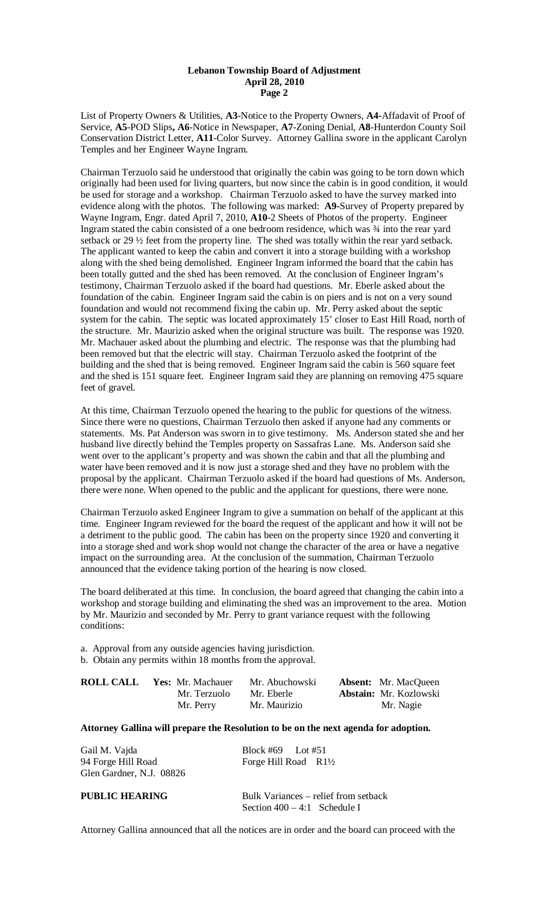List of Property Owners & Utilities, **A3**-Notice to the Property Owners, **A4**-Affadavit of Proof of Service, **A5**-POD Slips**, A6**-Notice in Newspaper, **A7**-Zoning Denial, **A8**-Hunterdon County Soil Conservation District Letter, **A11**-Color Survey. Attorney Gallina swore in the applicant Carolyn Temples and her Engineer Wayne Ingram.

Chairman Terzuolo said he understood that originally the cabin was going to be torn down which originally had been used for living quarters, but now since the cabin is in good condition, it would be used for storage and a workshop. Chairman Terzuolo asked to have the survey marked into evidence along with the photos. The following was marked: **A9**-Survey of Property prepared by Wayne Ingram, Engr. dated April 7, 2010, **A10**-2 Sheets of Photos of the property. Engineer Ingram stated the cabin consisted of a one bedroom residence, which was ¾ into the rear yard setback or 29 ½ feet from the property line. The shed was totally within the rear yard setback. The applicant wanted to keep the cabin and convert it into a storage building with a workshop along with the shed being demolished. Engineer Ingram informed the board that the cabin has been totally gutted and the shed has been removed. At the conclusion of Engineer Ingram's testimony, Chairman Terzuolo asked if the board had questions. Mr. Eberle asked about the foundation of the cabin. Engineer Ingram said the cabin is on piers and is not on a very sound foundation and would not recommend fixing the cabin up. Mr. Perry asked about the septic system for the cabin. The septic was located approximately 15' closer to East Hill Road, north of the structure. Mr. Maurizio asked when the original structure was built. The response was 1920. Mr. Machauer asked about the plumbing and electric. The response was that the plumbing had been removed but that the electric will stay. Chairman Terzuolo asked the footprint of the building and the shed that is being removed. Engineer Ingram said the cabin is 560 square feet and the shed is 151 square feet. Engineer Ingram said they are planning on removing 475 square feet of gravel.

At this time, Chairman Terzuolo opened the hearing to the public for questions of the witness. Since there were no questions, Chairman Terzuolo then asked if anyone had any comments or statements. Ms. Pat Anderson was sworn in to give testimony. Ms. Anderson stated she and her husband live directly behind the Temples property on Sassafras Lane. Ms. Anderson said she went over to the applicant's property and was shown the cabin and that all the plumbing and water have been removed and it is now just a storage shed and they have no problem with the proposal by the applicant. Chairman Terzuolo asked if the board had questions of Ms. Anderson, there were none. When opened to the public and the applicant for questions, there were none.

Chairman Terzuolo asked Engineer Ingram to give a summation on behalf of the applicant at this time. Engineer Ingram reviewed for the board the request of the applicant and how it will not be a detriment to the public good. The cabin has been on the property since 1920 and converting it into a storage shed and work shop would not change the character of the area or have a negative impact on the surrounding area. At the conclusion of the summation, Chairman Terzuolo announced that the evidence taking portion of the hearing is now closed.

The board deliberated at this time. In conclusion, the board agreed that changing the cabin into a workshop and storage building and eliminating the shed was an improvement to the area. Motion by Mr. Maurizio and seconded by Mr. Perry to grant variance request with the following conditions:

a. Approval from any outside agencies having jurisdiction.
b. Obtain any permits within 18 months from the approval.

| **ROLL CALL** | **Yes:** Mr. Machauer | Mr. Abuchowski | **Absent:** Mr. MacQueen |
|---|---|---|---|
| | Mr. Terzuolo | Mr. Eberle | **Abstain:** Mr. Kozlowski |
| | Mr. Perry | Mr. Maurizio | Mr. Nagie |

**Attorney Gallina will prepare the Resolution to be on the next agenda for adoption.**

Gail M. Vajda — Block #69 Lot #51
94 Forge Hill Road — Forge Hill Road R1½
Glen Gardner, N.J. 08826

**PUBLIC HEARING** — Bulk Variances – relief from setback
Section 400 – 4:1 Schedule I

Attorney Gallina announced that all the notices are in order and the board can proceed with the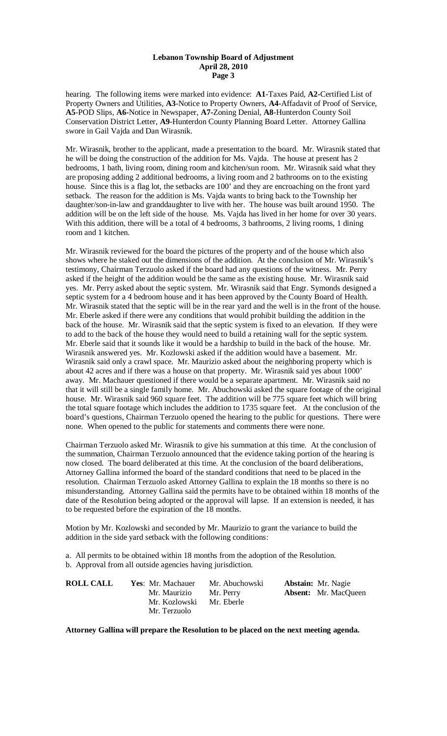hearing. The following items were marked into evidence: **A1**-Taxes Paid, **A2**-Certified List of Property Owners and Utilities, **A3**-Notice to Property Owners, **A4**-Affadavit of Proof of Service, **A5**-POD Slips, **A6**-Notice in Newspaper, **A7**-Zoning Denial, **A8**-Hunterdon County Soil Conservation District Letter, **A9**-Hunterdon County Planning Board Letter. Attorney Gallina swore in Gail Vajda and Dan Wirasnik.

Mr. Wirasnik, brother to the applicant, made a presentation to the board. Mr. Wirasnik stated that he will be doing the construction of the addition for Ms. Vajda. The house at present has 2 bedrooms, 1 bath, living room, dining room and kitchen/sun room. Mr. Wirasnik said what they are proposing adding 2 additional bedrooms, a living room and 2 bathrooms on to the existing house. Since this is a flag lot, the setbacks are 100' and they are encroaching on the front yard setback. The reason for the addition is Ms. Vajda wants to bring back to the Township her daughter/son-in-law and granddaughter to live with her. The house was built around 1950. The addition will be on the left side of the house. Ms. Vajda has lived in her home for over 30 years. With this addition, there will be a total of 4 bedrooms, 3 bathrooms, 2 living rooms, 1 dining room and 1 kitchen.

Mr. Wirasnik reviewed for the board the pictures of the property and of the house which also shows where he staked out the dimensions of the addition. At the conclusion of Mr. Wirasnik's testimony, Chairman Terzuolo asked if the board had any questions of the witness. Mr. Perry asked if the height of the addition would be the same as the existing house. Mr. Wirasnik said yes. Mr. Perry asked about the septic system. Mr. Wirasnik said that Engr. Symonds designed a septic system for a 4 bedroom house and it has been approved by the County Board of Health. Mr. Wirasnik stated that the septic will be in the rear yard and the well is in the front of the house. Mr. Eberle asked if there were any conditions that would prohibit building the addition in the back of the house. Mr. Wirasnik said that the septic system is fixed to an elevation. If they were to add to the back of the house they would need to build a retaining wall for the septic system. Mr. Eberle said that it sounds like it would be a hardship to build in the back of the house. Mr. Wirasnik answered yes. Mr. Kozlowski asked if the addition would have a basement. Mr. Wirasnik said only a crawl space. Mr. Maurizio asked about the neighboring property which is about 42 acres and if there was a house on that property. Mr. Wirasnik said yes about 1000' away. Mr. Machauer questioned if there would be a separate apartment. Mr. Wirasnik said no that it will still be a single family home. Mr. Abuchowski asked the square footage of the original house. Mr. Wirasnik said 960 square feet. The addition will be 775 square feet which will bring the total square footage which includes the addition to 1735 square feet. At the conclusion of the board's questions, Chairman Terzuolo opened the hearing to the public for questions. There were none. When opened to the public for statements and comments there were none.

Chairman Terzuolo asked Mr. Wirasnik to give his summation at this time. At the conclusion of the summation, Chairman Terzuolo announced that the evidence taking portion of the hearing is now closed. The board deliberated at this time. At the conclusion of the board deliberations, Attorney Gallina informed the board of the standard conditions that need to be placed in the resolution. Chairman Terzuolo asked Attorney Gallina to explain the 18 months so there is no misunderstanding. Attorney Gallina said the permits have to be obtained within 18 months of the date of the Resolution being adopted or the approval will lapse. If an extension is needed, it has to be requested before the expiration of the 18 months.

Motion by Mr. Kozlowski and seconded by Mr. Maurizio to grant the variance to build the addition in the side yard setback with the following conditions:

a. All permits to be obtained within 18 months from the adoption of the Resolution.
b. Approval from all outside agencies having jurisdiction.

**ROLL CALL** **Yes**: Mr. Machauer, Mr. Abuchowski, Mr. Maurizio, Mr. Perry, Mr. Kozlowski, Mr. Eberle, Mr. Terzuolo
**Abstain:** Mr. Nagie
**Absent:** Mr. MacQueen

**Attorney Gallina will prepare the Resolution to be placed on the next meeting agenda.**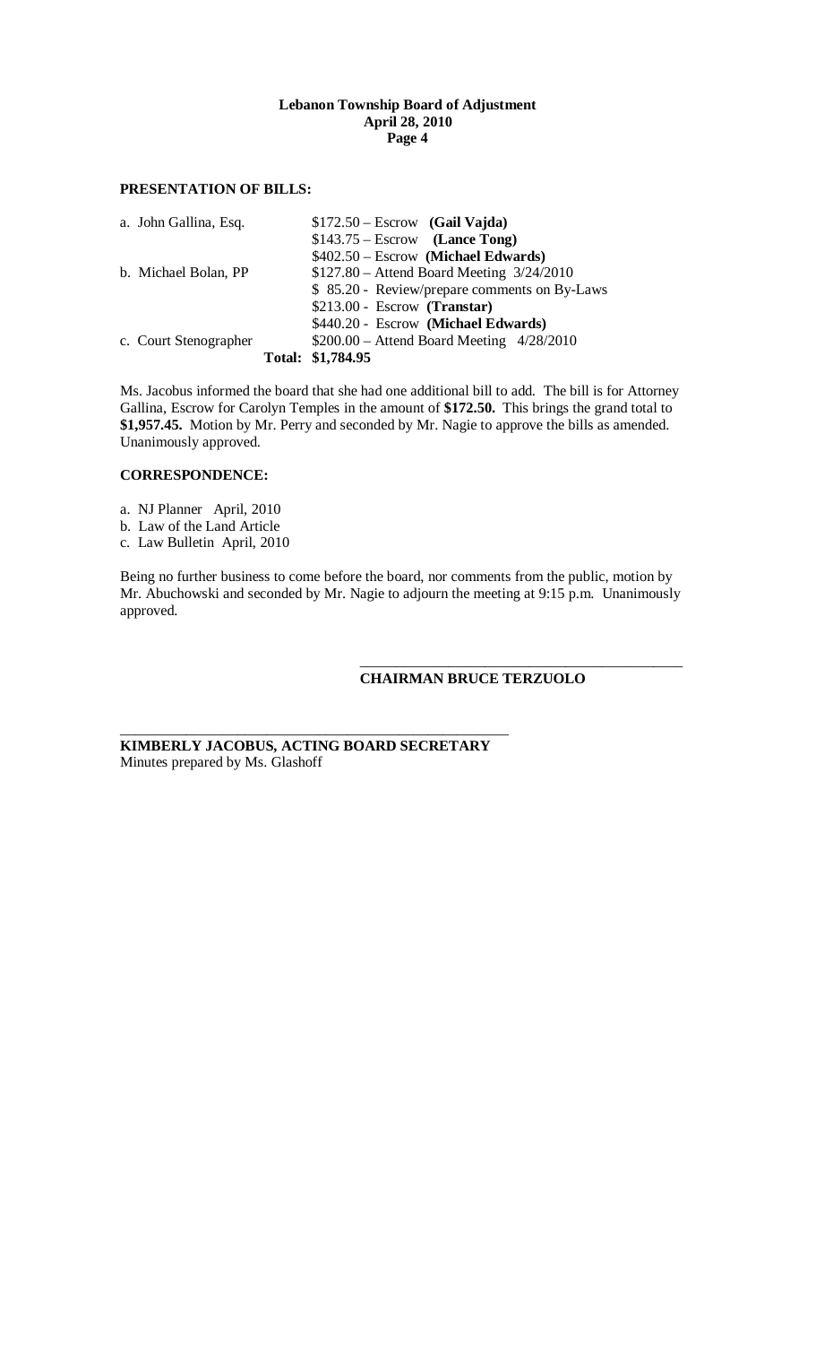## PRESENTATION OF BILLS:

| | | |
|---|---|---|
| a. John Gallina, Esq. | | $172.50 – Escrow **(Gail Vajda)** |
| | | $143.75 – Escrow **(Lance Tong)** |
| | | $402.50 – Escrow **(Michael Edwards)** |
| b. Michael Bolan, PP | | $127.80 – Attend Board Meeting 3/24/2010 |
| | | $ 85.20 - Review/prepare comments on By-Laws |
| | | $213.00 - Escrow **(Transtar)** |
| | | $440.20 - Escrow **(Michael Edwards)** |
| c. Court Stenographer | | $200.00 – Attend Board Meeting 4/28/2010 |
| | **Total:** | **$1,784.95** |

Ms. Jacobus informed the board that she had one additional bill to add. The bill is for Attorney Gallina, Escrow for Carolyn Temples in the amount of **$172.50.** This brings the grand total to **$1,957.45.** Motion by Mr. Perry and seconded by Mr. Nagie to approve the bills as amended. Unanimously approved.

## CORRESPONDENCE:

a. NJ Planner April, 2010
b. Law of the Land Article
c. Law Bulletin April, 2010

Being no further business to come before the board, nor comments from the public, motion by Mr. Abuchowski and seconded by Mr. Nagie to adjourn the meeting at 9:15 p.m. Unanimously approved.

______________________________________________

**CHAIRMAN BRUCE TERZUOLO**

______________________________________________

**KIMBERLY JACOBUS, ACTING BOARD SECRETARY**

Minutes prepared by Ms. Glashoff